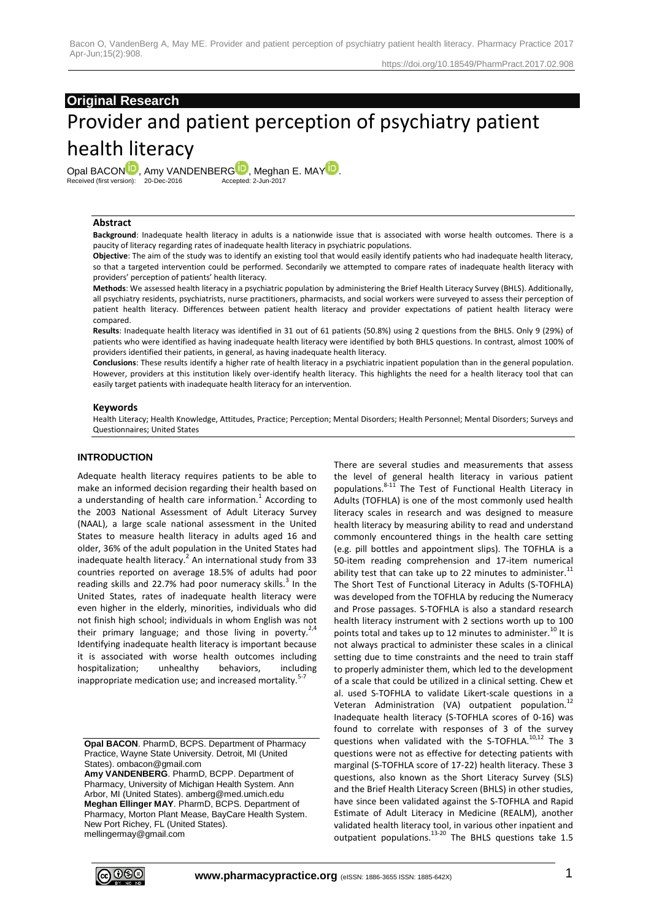**Original Research**

# Provider and patient perception of psychiatry patient health literacy

Opal BACON, Amy VANDENBERG, Meghan E. MAY.

Received (first version): 20-Dec-2016 Accepted: 2-Jun-2017

### Abstract

**Background**: Inadequate health literacy in adults is a nationwide issue that is associated with worse health outcomes. There is a paucity of literacy regarding rates of inadequate health literacy in psychiatric populations.

**Objective**: The aim of the study was to identify an existing tool that would easily identify patients who had inadequate health literacy, so that a targeted intervention could be performed. Secondarily we attempted to compare rates of inadequate health literacy with providers' perception of patients' health literacy.

**Methods**: We assessed health literacy in a psychiatric population by administering the Brief Health Literacy Survey (BHLS). Additionally, all psychiatry residents, psychiatrists, nurse practitioners, pharmacists, and social workers were surveyed to assess their perception of patient health literacy. Differences between patient health literacy and provider expectations of patient health literacy were compared.

**Results**: Inadequate health literacy was identified in 31 out of 61 patients (50.8%) using 2 questions from the BHLS. Only 9 (29%) of patients who were identified as having inadequate health literacy were identified by both BHLS questions. In contrast, almost 100% of providers identified their patients, in general, as having inadequate health literacy.

**Conclusions**: These results identify a higher rate of health literacy in a psychiatric inpatient population than in the general population. However, providers at this institution likely over-identify health literacy. This highlights the need for a health literacy tool that can easily target patients with inadequate health literacy for an intervention.

### Keywords

Health Literacy; Health Knowledge, Attitudes, Practice; Perception; Mental Disorders; Health Personnel; Mental Disorders; Surveys and Questionnaires; United States

## INTRODUCTION

Adequate health literacy requires patients to be able to make an informed decision regarding their health based on a understanding of health care information.[1] According to the 2003 National Assessment of Adult Literacy Survey (NAAL), a large scale national assessment in the United States to measure health literacy in adults aged 16 and older, 36% of the adult population in the United States had inadequate health literacy.[2] An international study from 33 countries reported on average 18.5% of adults had poor reading skills and 22.7% had poor numeracy skills.[3] In the United States, rates of inadequate health literacy were even higher in the elderly, minorities, individuals who did not finish high school; individuals in whom English was not their primary language; and those living in poverty.[2,4] Identifying inadequate health literacy is important because it is associated with worse health outcomes including hospitalization; unhealthy behaviors, including inappropriate medication use; and increased mortality.[5-7]

**Opal BACON**. PharmD, BCPS. Department of Pharmacy Practice, Wayne State University. Detroit, MI (United States). ombacon@gmail.com

**Amy VANDENBERG**. PharmD, BCPP. Department of Pharmacy, University of Michigan Health System. Ann Arbor, MI (United States). amberg@med.umich.edu

**Meghan Ellinger MAY**. PharmD, BCPS. Department of Pharmacy, Morton Plant Mease, BayCare Health System. New Port Richey, FL (United States). mellingermay@gmail.com

There are several studies and measurements that assess the level of general health literacy in various patient populations.[8-11] The Test of Functional Health Literacy in Adults (TOFHLA) is one of the most commonly used health literacy scales in research and was designed to measure health literacy by measuring ability to read and understand commonly encountered things in the health care setting (e.g. pill bottles and appointment slips). The TOFHLA is a 50-item reading comprehension and 17-item numerical ability test that can take up to 22 minutes to administer.[11] The Short Test of Functional Literacy in Adults (S-TOFHLA) was developed from the TOFHLA by reducing the Numeracy and Prose passages. S-TOFHLA is also a standard research health literacy instrument with 2 sections worth up to 100 points total and takes up to 12 minutes to administer.[10] It is not always practical to administer these scales in a clinical setting due to time constraints and the need to train staff to properly administer them, which led to the development of a scale that could be utilized in a clinical setting. Chew et al. used S-TOFHLA to validate Likert-scale questions in a Veteran Administration (VA) outpatient population.[12] Inadequate health literacy (S-TOFHLA scores of 0-16) was found to correlate with responses of 3 of the survey questions when validated with the S-TOFHLA.[10,12] The 3 questions were not as effective for detecting patients with marginal (S-TOFHLA score of 17-22) health literacy. These 3 questions, also known as the Short Literacy Survey (SLS) and the Brief Health Literacy Screen (BHLS) in other studies, have since been validated against the S-TOFHLA and Rapid Estimate of Adult Literacy in Medicine (REALM), another validated health literacy tool, in various other inpatient and outpatient populations.[13-20] The BHLS questions take 1.5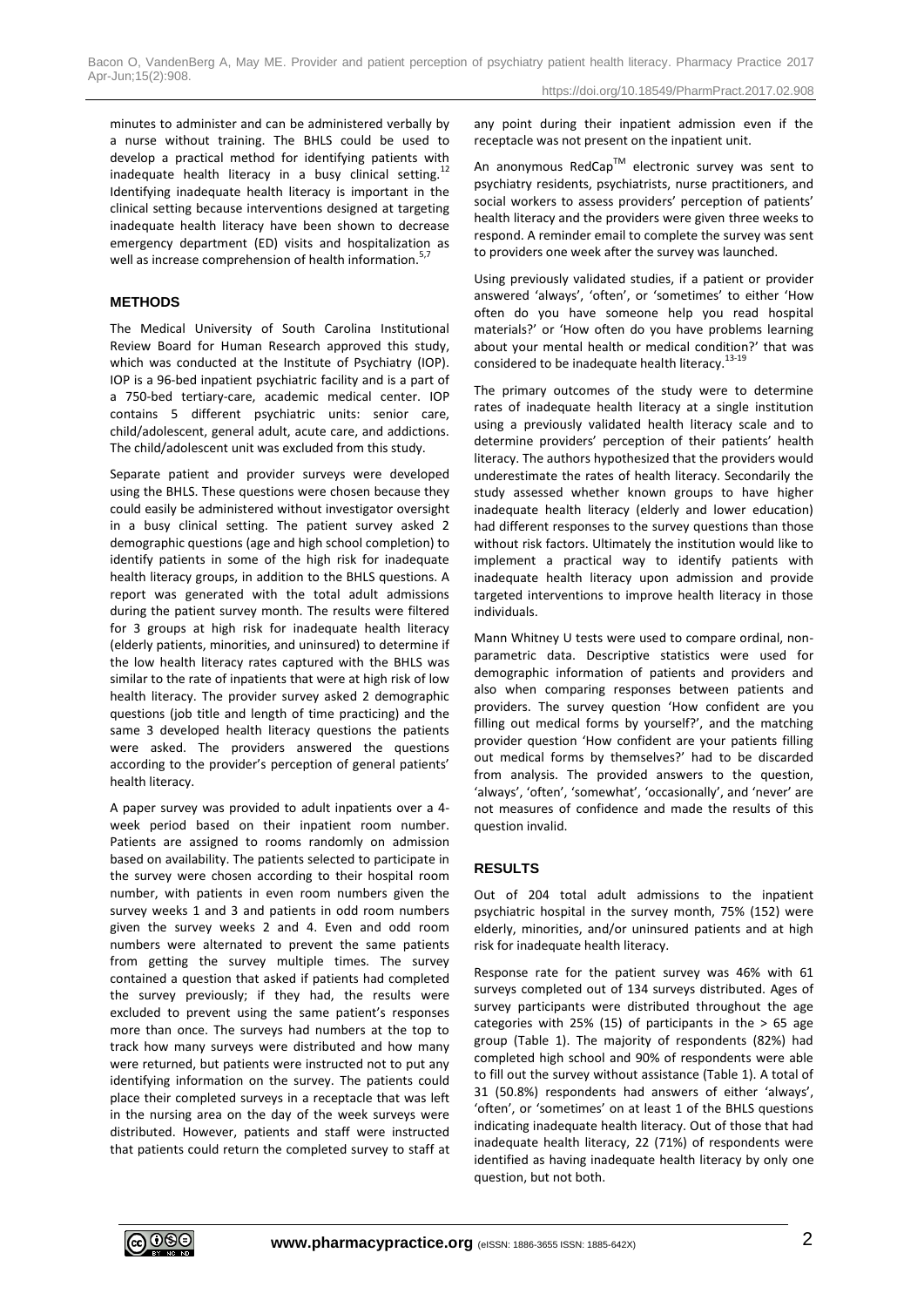minutes to administer and can be administered verbally by a nurse without training. The BHLS could be used to develop a practical method for identifying patients with inadequate health literacy in a busy clinical setting.[12] Identifying inadequate health literacy is important in the clinical setting because interventions designed at targeting inadequate health literacy have been shown to decrease emergency department (ED) visits and hospitalization as well as increase comprehension of health information.[5,7]

## METHODS

The Medical University of South Carolina Institutional Review Board for Human Research approved this study, which was conducted at the Institute of Psychiatry (IOP). IOP is a 96-bed inpatient psychiatric facility and is a part of a 750-bed tertiary-care, academic medical center. IOP contains 5 different psychiatric units: senior care, child/adolescent, general adult, acute care, and addictions. The child/adolescent unit was excluded from this study.

Separate patient and provider surveys were developed using the BHLS. These questions were chosen because they could easily be administered without investigator oversight in a busy clinical setting. The patient survey asked 2 demographic questions (age and high school completion) to identify patients in some of the high risk for inadequate health literacy groups, in addition to the BHLS questions. A report was generated with the total adult admissions during the patient survey month. The results were filtered for 3 groups at high risk for inadequate health literacy (elderly patients, minorities, and uninsured) to determine if the low health literacy rates captured with the BHLS was similar to the rate of inpatients that were at high risk of low health literacy. The provider survey asked 2 demographic questions (job title and length of time practicing) and the same 3 developed health literacy questions the patients were asked. The providers answered the questions according to the provider's perception of general patients' health literacy.

A paper survey was provided to adult inpatients over a 4-week period based on their inpatient room number. Patients are assigned to rooms randomly on admission based on availability. The patients selected to participate in the survey were chosen according to their hospital room number, with patients in even room numbers given the survey weeks 1 and 3 and patients in odd room numbers given the survey weeks 2 and 4. Even and odd room numbers were alternated to prevent the same patients from getting the survey multiple times. The survey contained a question that asked if patients had completed the survey previously; if they had, the results were excluded to prevent using the same patient's responses more than once. The surveys had numbers at the top to track how many surveys were distributed and how many were returned, but patients were instructed not to put any identifying information on the survey. The patients could place their completed surveys in a receptacle that was left in the nursing area on the day of the week surveys were distributed. However, patients and staff were instructed that patients could return the completed survey to staff at any point during their inpatient admission even if the receptacle was not present on the inpatient unit.

An anonymous RedCap™ electronic survey was sent to psychiatry residents, psychiatrists, nurse practitioners, and social workers to assess providers' perception of patients' health literacy and the providers were given three weeks to respond. A reminder email to complete the survey was sent to providers one week after the survey was launched.

Using previously validated studies, if a patient or provider answered 'always', 'often', or 'sometimes' to either 'How often do you have someone help you read hospital materials?' or 'How often do you have problems learning about your mental health or medical condition?' that was considered to be inadequate health literacy.[13-19]

The primary outcomes of the study were to determine rates of inadequate health literacy at a single institution using a previously validated health literacy scale and to determine providers' perception of their patients' health literacy. The authors hypothesized that the providers would underestimate the rates of health literacy. Secondarily the study assessed whether known groups to have higher inadequate health literacy (elderly and lower education) had different responses to the survey questions than those without risk factors. Ultimately the institution would like to implement a practical way to identify patients with inadequate health literacy upon admission and provide targeted interventions to improve health literacy in those individuals.

Mann Whitney U tests were used to compare ordinal, non-parametric data. Descriptive statistics were used for demographic information of patients and providers and also when comparing responses between patients and providers. The survey question 'How confident are you filling out medical forms by yourself?', and the matching provider question 'How confident are your patients filling out medical forms by themselves?' had to be discarded from analysis. The provided answers to the question, 'always', 'often', 'somewhat', 'occasionally', and 'never' are not measures of confidence and made the results of this question invalid.

## RESULTS

Out of 204 total adult admissions to the inpatient psychiatric hospital in the survey month, 75% (152) were elderly, minorities, and/or uninsured patients and at high risk for inadequate health literacy.

Response rate for the patient survey was 46% with 61 surveys completed out of 134 surveys distributed. Ages of survey participants were distributed throughout the age categories with 25% (15) of participants in the > 65 age group (Table 1). The majority of respondents (82%) had completed high school and 90% of respondents were able to fill out the survey without assistance (Table 1). A total of 31 (50.8%) respondents had answers of either 'always', 'often', or 'sometimes' on at least 1 of the BHLS questions indicating inadequate health literacy. Out of those that had inadequate health literacy, 22 (71%) of respondents were identified as having inadequate health literacy by only one question, but not both.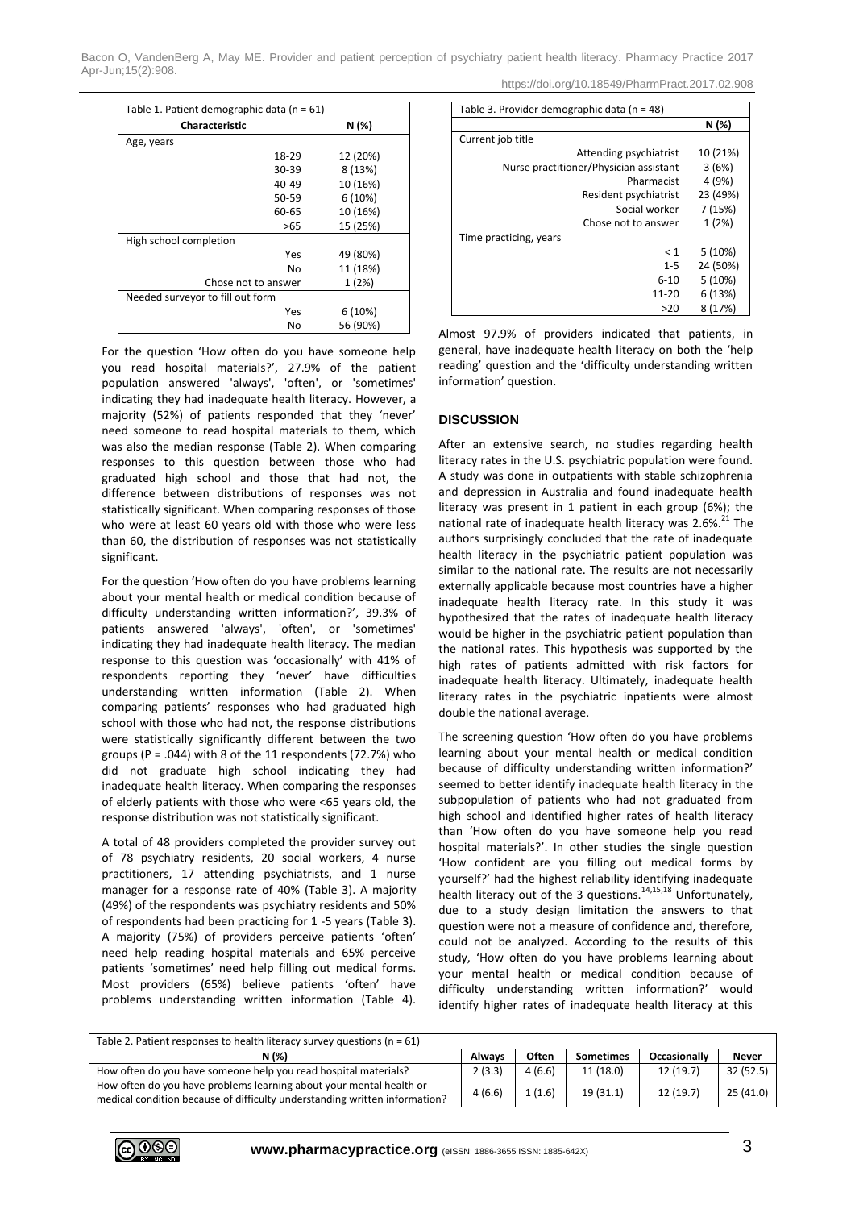| Table 1. Patient demographic data (n = 61) | |
|---|---|
| **Characteristic** | **N (%)** |
| Age, years | |
| 18-29 | 12 (20%) |
| 30-39 | 8 (13%) |
| 40-49 | 10 (16%) |
| 50-59 | 6 (10%) |
| 60-65 | 10 (16%) |
| >65 | 15 (25%) |
| High school completion | |
| Yes | 49 (80%) |
| No | 11 (18%) |
| Chose not to answer | 1 (2%) |
| Needed surveyor to fill out form | |
| Yes | 6 (10%) |
| No | 56 (90%) |

For the question 'How often do you have someone help you read hospital materials?', 27.9% of the patient population answered 'always', 'often', or 'sometimes' indicating they had inadequate health literacy. However, a majority (52%) of patients responded that they 'never' need someone to read hospital materials to them, which was also the median response (Table 2). When comparing responses to this question between those who had graduated high school and those that had not, the difference between distributions of responses was not statistically significant. When comparing responses of those who were at least 60 years old with those who were less than 60, the distribution of responses was not statistically significant.

For the question 'How often do you have problems learning about your mental health or medical condition because of difficulty understanding written information?', 39.3% of patients answered 'always', 'often', or 'sometimes' indicating they had inadequate health literacy. The median response to this question was 'occasionally' with 41% of respondents reporting they 'never' have difficulties understanding written information (Table 2). When comparing patients' responses who had graduated high school with those who had not, the response distributions were statistically significantly different between the two groups ($P = .044$) with 8 of the 11 respondents (72.7%) who did not graduate high school indicating they had inadequate health literacy. When comparing the responses of elderly patients with those who were <65 years old, the response distribution was not statistically significant.

A total of 48 providers completed the provider survey out of 78 psychiatry residents, 20 social workers, 4 nurse practitioners, 17 attending psychiatrists, and 1 nurse manager for a response rate of 40% (Table 3). A majority (49%) of the respondents was psychiatry residents and 50% of respondents had been practicing for 1 -5 years (Table 3). A majority (75%) of providers perceive patients 'often' need help reading hospital materials and 65% perceive patients 'sometimes' need help filling out medical forms. Most providers (65%) believe patients 'often' have problems understanding written information (Table 4).

| Table 3. Provider demographic data (n = 48) | |
|---|---|
| | **N (%)** |
| Current job title | |
| Attending psychiatrist | 10 (21%) |
| Nurse practitioner/Physician assistant | 3 (6%) |
| Pharmacist | 4 (9%) |
| Resident psychiatrist | 23 (49%) |
| Social worker | 7 (15%) |
| Chose not to answer | 1 (2%) |
| Time practicing, years | |
| < 1 | 5 (10%) |
| 1-5 | 24 (50%) |
| 6-10 | 5 (10%) |
| 11-20 | 6 (13%) |
| >20 | 8 (17%) |

Almost 97.9% of providers indicated that patients, in general, have inadequate health literacy on both the 'help reading' question and the 'difficulty understanding written information' question.

## DISCUSSION

After an extensive search, no studies regarding health literacy rates in the U.S. psychiatric population were found. A study was done in outpatients with stable schizophrenia and depression in Australia and found inadequate health literacy was present in 1 patient in each group (6%); the national rate of inadequate health literacy was 2.6%.[21] The authors surprisingly concluded that the rate of inadequate health literacy in the psychiatric patient population was similar to the national rate. The results are not necessarily externally applicable because most countries have a higher inadequate health literacy rate. In this study it was hypothesized that the rates of inadequate health literacy would be higher in the psychiatric patient population than the national rates. This hypothesis was supported by the high rates of patients admitted with risk factors for inadequate health literacy. Ultimately, inadequate health literacy rates in the psychiatric inpatients were almost double the national average.

The screening question 'How often do you have problems learning about your mental health or medical condition because of difficulty understanding written information?' seemed to better identify inadequate health literacy in the subpopulation of patients who had not graduated from high school and identified higher rates of health literacy than 'How often do you have someone help you read hospital materials?'. In other studies the single question 'How confident are you filling out medical forms by yourself?' had the highest reliability identifying inadequate health literacy out of the 3 questions.[14,15,18] Unfortunately, due to a study design limitation the answers to that question were not a measure of confidence and, therefore, could not be analyzed. According to the results of this study, 'How often do you have problems learning about your mental health or medical condition because of difficulty understanding written information?' would identify higher rates of inadequate health literacy at this

| Table 2. Patient responses to health literacy survey questions (n = 61) | | | | | |
|---|---|---|---|---|---|
| **N (%)** | **Always** | **Often** | **Sometimes** | **Occasionally** | **Never** |
| How often do you have someone help you read hospital materials? | 2 (3.3) | 4 (6.6) | 11 (18.0) | 12 (19.7) | 32 (52.5) |
| How often do you have problems learning about your mental health or medical condition because of difficulty understanding written information? | 4 (6.6) | 1 (1.6) | 19 (31.1) | 12 (19.7) | 25 (41.0) |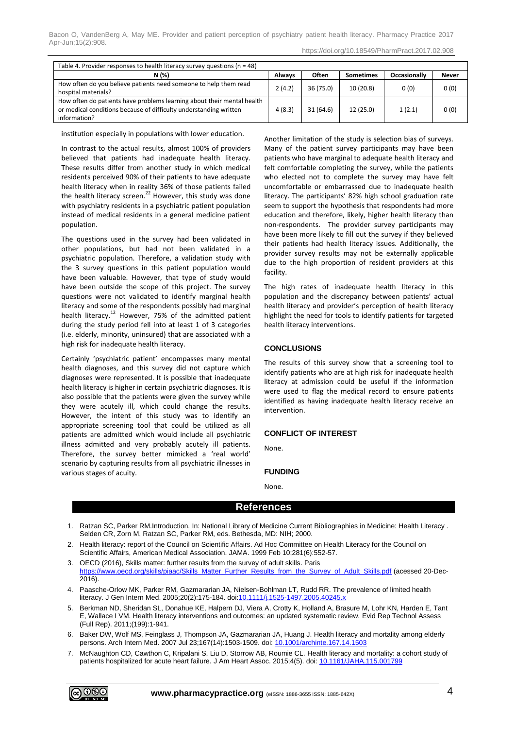| Table 4. Provider responses to health literacy survey questions (n = 48) | | | | | |
|---|---|---|---|---|---|
| N (%) | Always | Often | Sometimes | Occasionally | Never |
| How often do you believe patients need someone to help them read hospital materials? | 2 (4.2) | 36 (75.0) | 10 (20.8) | 0 (0) | 0 (0) |
| How often do patients have problems learning about their mental health or medical conditions because of difficulty understanding written information? | 4 (8.3) | 31 (64.6) | 12 (25.0) | 1 (2.1) | 0 (0) |

institution especially in populations with lower education.

In contrast to the actual results, almost 100% of providers believed that patients had inadequate health literacy. These results differ from another study in which medical residents perceived 90% of their patients to have adequate health literacy when in reality 36% of those patients failed the health literacy screen.[22] However, this study was done with psychiatry residents in a psychiatric patient population instead of medical residents in a general medicine patient population.

The questions used in the survey had been validated in other populations, but had not been validated in a psychiatric population. Therefore, a validation study with the 3 survey questions in this patient population would have been valuable. However, that type of study would have been outside the scope of this project. The survey questions were not validated to identify marginal health literacy and some of the respondents possibly had marginal health literacy.[12] However, 75% of the admitted patient during the study period fell into at least 1 of 3 categories (i.e. elderly, minority, uninsured) that are associated with a high risk for inadequate health literacy.

Certainly 'psychiatric patient' encompasses many mental health diagnoses, and this survey did not capture which diagnoses were represented. It is possible that inadequate health literacy is higher in certain psychiatric diagnoses. It is also possible that the patients were given the survey while they were acutely ill, which could change the results. However, the intent of this study was to identify an appropriate screening tool that could be utilized as all patients are admitted which would include all psychiatric illness admitted and very probably acutely ill patients. Therefore, the survey better mimicked a 'real world' scenario by capturing results from all psychiatric illnesses in various stages of acuity.

Another limitation of the study is selection bias of surveys. Many of the patient survey participants may have been patients who have marginal to adequate health literacy and felt comfortable completing the survey, while the patients who elected not to complete the survey may have felt uncomfortable or embarrassed due to inadequate health literacy. The participants' 82% high school graduation rate seem to support the hypothesis that respondents had more education and therefore, likely, higher health literacy than non-respondents. The provider survey participants may have been more likely to fill out the survey if they believed their patients had health literacy issues. Additionally, the provider survey results may not be externally applicable due to the high proportion of resident providers at this facility.

The high rates of inadequate health literacy in this population and the discrepancy between patients' actual health literacy and provider's perception of health literacy highlight the need for tools to identify patients for targeted health literacy interventions.

## CONCLUSIONS

The results of this survey show that a screening tool to identify patients who are at high risk for inadequate health literacy at admission could be useful if the information were used to flag the medical record to ensure patients identified as having inadequate health literacy receive an intervention.

## CONFLICT OF INTEREST

None.

## FUNDING

None.

## References

1. Ratzan SC, Parker RM.Introduction. In: National Library of Medicine Current Bibliographies in Medicine: Health Literacy . Selden CR, Zorn M, Ratzan SC, Parker RM, eds. Bethesda, MD: NIH; 2000.
2. Health literacy: report of the Council on Scientific Affairs. Ad Hoc Committee on Health Literacy for the Council on Scientific Affairs, American Medical Association. JAMA. 1999 Feb 10;281(6):552-57.
3. OECD (2016), Skills matter: further results from the survey of adult skills. Paris https://www.oecd.org/skills/piaac/Skills_Matter_Further_Results_from_the_Survey_of_Adult_Skills.pdf (acessed 20-Dec-2016).
4. Paasche-Orlow MK, Parker RM, Gazmararian JA, Nielsen-Bohlman LT, Rudd RR. The prevalence of limited health literacy. J Gen Intern Med. 2005;20(2):175-184. doi:10.1111/j.1525-1497.2005.40245.x
5. Berkman ND, Sheridan SL, Donahue KE, Halpern DJ, Viera A, Crotty K, Holland A, Brasure M, Lohr KN, Harden E, Tant E, Wallace I VM. Health literacy interventions and outcomes: an updated systematic review. Evid Rep Technol Assess (Full Rep). 2011;(199):1-941.
6. Baker DW, Wolf MS, Feinglass J, Thompson JA, Gazmararian JA, Huang J. Health literacy and mortality among elderly persons. Arch Intern Med. 2007 Jul 23;167(14):1503-1509. doi: 10.1001/archinte.167.14.1503
7. McNaughton CD, Cawthon C, Kripalani S, Liu D, Storrow AB, Roumie CL. Health literacy and mortality: a cohort study of patients hospitalized for acute heart failure. J Am Heart Assoc. 2015;4(5). doi: 10.1161/JAHA.115.001799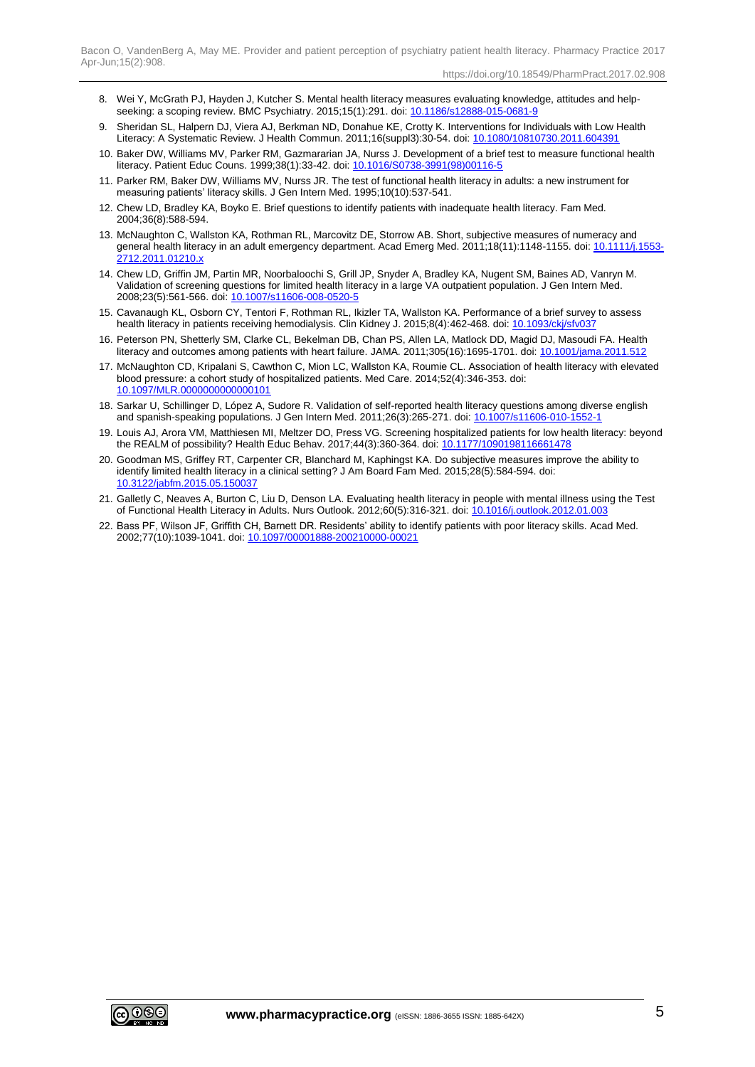8. Wei Y, McGrath PJ, Hayden J, Kutcher S. Mental health literacy measures evaluating knowledge, attitudes and help-seeking: a scoping review. BMC Psychiatry. 2015;15(1):291. doi: 10.1186/s12888-015-0681-9
9. Sheridan SL, Halpern DJ, Viera AJ, Berkman ND, Donahue KE, Crotty K. Interventions for Individuals with Low Health Literacy: A Systematic Review. J Health Commun. 2011;16(suppl3):30-54. doi: 10.1080/10810730.2011.604391
10. Baker DW, Williams MV, Parker RM, Gazmararian JA, Nurss J. Development of a brief test to measure functional health literacy. Patient Educ Couns. 1999;38(1):33-42. doi: 10.1016/S0738-3991(98)00116-5
11. Parker RM, Baker DW, Williams MV, Nurss JR. The test of functional health literacy in adults: a new instrument for measuring patients' literacy skills. J Gen Intern Med. 1995;10(10):537-541.
12. Chew LD, Bradley KA, Boyko E. Brief questions to identify patients with inadequate health literacy. Fam Med. 2004;36(8):588-594.
13. McNaughton C, Wallston KA, Rothman RL, Marcovitz DE, Storrow AB. Short, subjective measures of numeracy and general health literacy in an adult emergency department. Acad Emerg Med. 2011;18(11):1148-1155. doi: 10.1111/j.1553-2712.2011.01210.x
14. Chew LD, Griffin JM, Partin MR, Noorbaloochi S, Grill JP, Snyder A, Bradley KA, Nugent SM, Baines AD, Vanryn M. Validation of screening questions for limited health literacy in a large VA outpatient population. J Gen Intern Med. 2008;23(5):561-566. doi: 10.1007/s11606-008-0520-5
15. Cavanaugh KL, Osborn CY, Tentori F, Rothman RL, Ikizler TA, Wallston KA. Performance of a brief survey to assess health literacy in patients receiving hemodialysis. Clin Kidney J. 2015;8(4):462-468. doi: 10.1093/ckj/sfv037
16. Peterson PN, Shetterly SM, Clarke CL, Bekelman DB, Chan PS, Allen LA, Matlock DD, Magid DJ, Masoudi FA. Health literacy and outcomes among patients with heart failure. JAMA. 2011;305(16):1695-1701. doi: 10.1001/jama.2011.512
17. McNaughton CD, Kripalani S, Cawthon C, Mion LC, Wallston KA, Roumie CL. Association of health literacy with elevated blood pressure: a cohort study of hospitalized patients. Med Care. 2014;52(4):346-353. doi: 10.1097/MLR.0000000000000101
18. Sarkar U, Schillinger D, López A, Sudore R. Validation of self-reported health literacy questions among diverse english and spanish-speaking populations. J Gen Intern Med. 2011;26(3):265-271. doi: 10.1007/s11606-010-1552-1
19. Louis AJ, Arora VM, Matthiesen MI, Meltzer DO, Press VG. Screening hospitalized patients for low health literacy: beyond the REALM of possibility? Health Educ Behav. 2017;44(3):360-364. doi: 10.1177/1090198116661478
20. Goodman MS, Griffey RT, Carpenter CR, Blanchard M, Kaphingst KA. Do subjective measures improve the ability to identify limited health literacy in a clinical setting? J Am Board Fam Med. 2015;28(5):584-594. doi: 10.3122/jabfm.2015.05.150037
21. Galletly C, Neaves A, Burton C, Liu D, Denson LA. Evaluating health literacy in people with mental illness using the Test of Functional Health Literacy in Adults. Nurs Outlook. 2012;60(5):316-321. doi: 10.1016/j.outlook.2012.01.003
22. Bass PF, Wilson JF, Griffith CH, Barnett DR. Residents' ability to identify patients with poor literacy skills. Acad Med. 2002;77(10):1039-1041. doi: 10.1097/00001888-200210000-00021